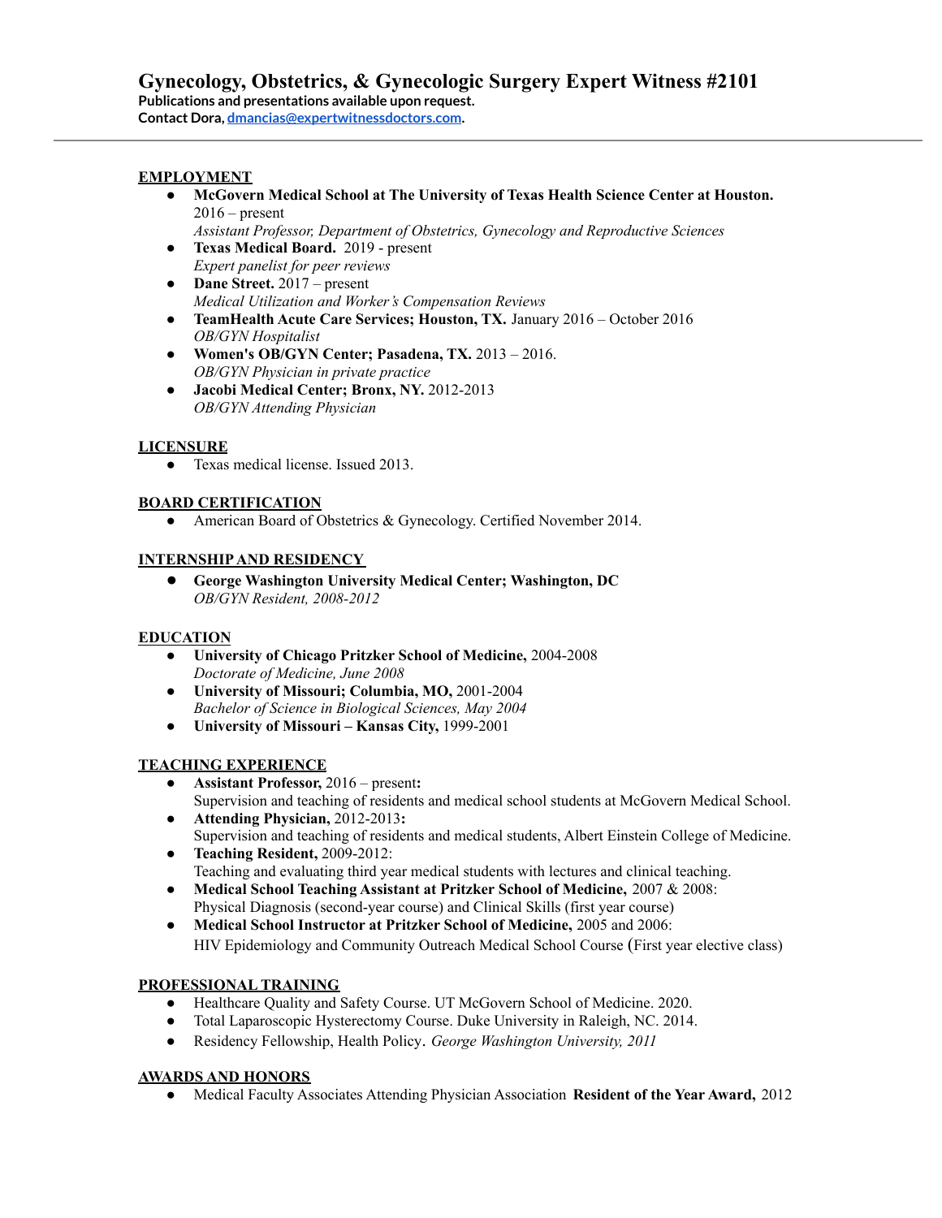# Gynecology, Obstetrics, & Gynecologic Surgery Expert Witness #2101

**Publications and presentations available upon request.**
**Contact Dora, [dmancias@expertwitnessdoctors.com](mailto:dmancias@expertwitnessdoctors.com).**

---

## EMPLOYMENT

- **McGovern Medical School at The University of Texas Health Science Center at Houston.** 2016 – present
  *Assistant Professor, Department of Obstetrics, Gynecology and Reproductive Sciences*
- **Texas Medical Board.** 2019 - present
  *Expert panelist for peer reviews*
- **Dane Street.** 2017 – present
  *Medical Utilization and Worker's Compensation Reviews*
- **TeamHealth Acute Care Services; Houston, TX.** January 2016 – October 2016
  *OB/GYN Hospitalist*
- **Women's OB/GYN Center; Pasadena, TX.** 2013 – 2016.
  *OB/GYN Physician in private practice*
- **Jacobi Medical Center; Bronx, NY.** 2012-2013
  *OB/GYN Attending Physician*

## LICENSURE

- Texas medical license. Issued 2013.

## BOARD CERTIFICATION

- American Board of Obstetrics & Gynecology. Certified November 2014.

## INTERNSHIP AND RESIDENCY

- **George Washington University Medical Center; Washington, DC**
  *OB/GYN Resident, 2008-2012*

## EDUCATION

- **University of Chicago Pritzker School of Medicine,** 2004-2008
  *Doctorate of Medicine, June 2008*
- **University of Missouri; Columbia, MO,** 2001-2004
  *Bachelor of Science in Biological Sciences, May 2004*
- **University of Missouri – Kansas City,** 1999-2001

## TEACHING EXPERIENCE

- **Assistant Professor,** 2016 – present**:**
  Supervision and teaching of residents and medical school students at McGovern Medical School.
- **Attending Physician,** 2012-2013**:**
  Supervision and teaching of residents and medical students, Albert Einstein College of Medicine.
- **Teaching Resident,** 2009-2012:
  Teaching and evaluating third year medical students with lectures and clinical teaching.
- **Medical School Teaching Assistant at Pritzker School of Medicine,** 2007 & 2008:
  Physical Diagnosis (second-year course) and Clinical Skills (first year course)
- **Medical School Instructor at Pritzker School of Medicine,** 2005 and 2006:
  HIV Epidemiology and Community Outreach Medical School Course (First year elective class)

## PROFESSIONAL TRAINING

- Healthcare Quality and Safety Course. UT McGovern School of Medicine. 2020.
- Total Laparoscopic Hysterectomy Course. Duke University in Raleigh, NC. 2014.
- Residency Fellowship, Health Policy. *George Washington University, 2011*

## AWARDS AND HONORS

- Medical Faculty Associates Attending Physician Association **Resident of the Year Award,** 2012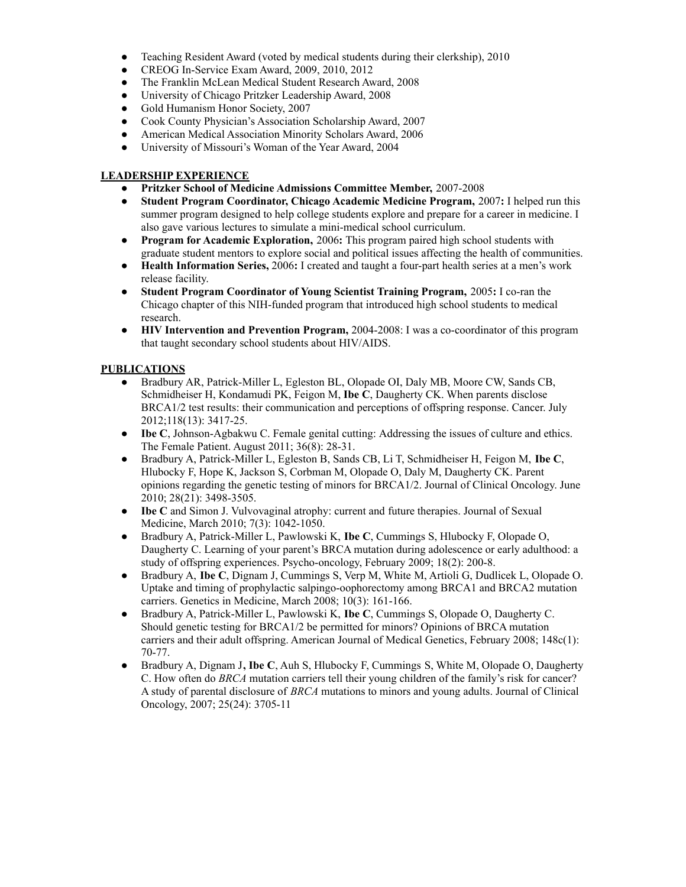- Teaching Resident Award (voted by medical students during their clerkship), 2010
- CREOG In-Service Exam Award, 2009, 2010, 2012
- The Franklin McLean Medical Student Research Award, 2008
- University of Chicago Pritzker Leadership Award, 2008
- Gold Humanism Honor Society, 2007
- Cook County Physician's Association Scholarship Award, 2007
- American Medical Association Minority Scholars Award, 2006
- University of Missouri's Woman of the Year Award, 2004

## LEADERSHIP EXPERIENCE

- **Pritzker School of Medicine Admissions Committee Member,** 2007-2008
- **Student Program Coordinator, Chicago Academic Medicine Program,** 2007**:** I helped run this summer program designed to help college students explore and prepare for a career in medicine. I also gave various lectures to simulate a mini-medical school curriculum.
- **Program for Academic Exploration,** 2006**:** This program paired high school students with graduate student mentors to explore social and political issues affecting the health of communities.
- **Health Information Series,** 2006**:** I created and taught a four-part health series at a men's work release facility.
- **Student Program Coordinator of Young Scientist Training Program,** 2005**:** I co-ran the Chicago chapter of this NIH-funded program that introduced high school students to medical research.
- **HIV Intervention and Prevention Program,** 2004-2008: I was a co-coordinator of this program that taught secondary school students about HIV/AIDS.

## PUBLICATIONS

- Bradbury AR, Patrick-Miller L, Egleston BL, Olopade OI, Daly MB, Moore CW, Sands CB, Schmidheiser H, Kondamudi PK, Feigon M, **Ibe C**, Daugherty CK. When parents disclose BRCA1/2 test results: their communication and perceptions of offspring response. Cancer. July 2012;118(13): 3417-25.
- **Ibe C**, Johnson-Agbakwu C. Female genital cutting: Addressing the issues of culture and ethics. The Female Patient. August 2011; 36(8): 28-31.
- Bradbury A, Patrick-Miller L, Egleston B, Sands CB, Li T, Schmidheiser H, Feigon M, **Ibe C**, Hlubocky F, Hope K, Jackson S, Corbman M, Olopade O, Daly M, Daugherty CK. Parent opinions regarding the genetic testing of minors for BRCA1/2. Journal of Clinical Oncology. June 2010; 28(21): 3498-3505.
- **Ibe C** and Simon J. Vulvovaginal atrophy: current and future therapies. Journal of Sexual Medicine, March 2010; 7(3): 1042-1050.
- Bradbury A, Patrick-Miller L, Pawlowski K, **Ibe C**, Cummings S, Hlubocky F, Olopade O, Daugherty C. Learning of your parent's BRCA mutation during adolescence or early adulthood: a study of offspring experiences. Psycho-oncology, February 2009; 18(2): 200-8.
- Bradbury A, **Ibe C**, Dignam J, Cummings S, Verp M, White M, Artioli G, Dudlicek L, Olopade O. Uptake and timing of prophylactic salpingo-oophorectomy among BRCA1 and BRCA2 mutation carriers. Genetics in Medicine, March 2008; 10(3): 161-166.
- Bradbury A, Patrick-Miller L, Pawlowski K, **Ibe C**, Cummings S, Olopade O, Daugherty C. Should genetic testing for BRCA1/2 be permitted for minors? Opinions of BRCA mutation carriers and their adult offspring. American Journal of Medical Genetics, February 2008; 148c(1): 70-77.
- Bradbury A, Dignam J**, Ibe C**, Auh S, Hlubocky F, Cummings S, White M, Olopade O, Daugherty C. How often do *BRCA* mutation carriers tell their young children of the family's risk for cancer? A study of parental disclosure of *BRCA* mutations to minors and young adults. Journal of Clinical Oncology, 2007; 25(24): 3705-11